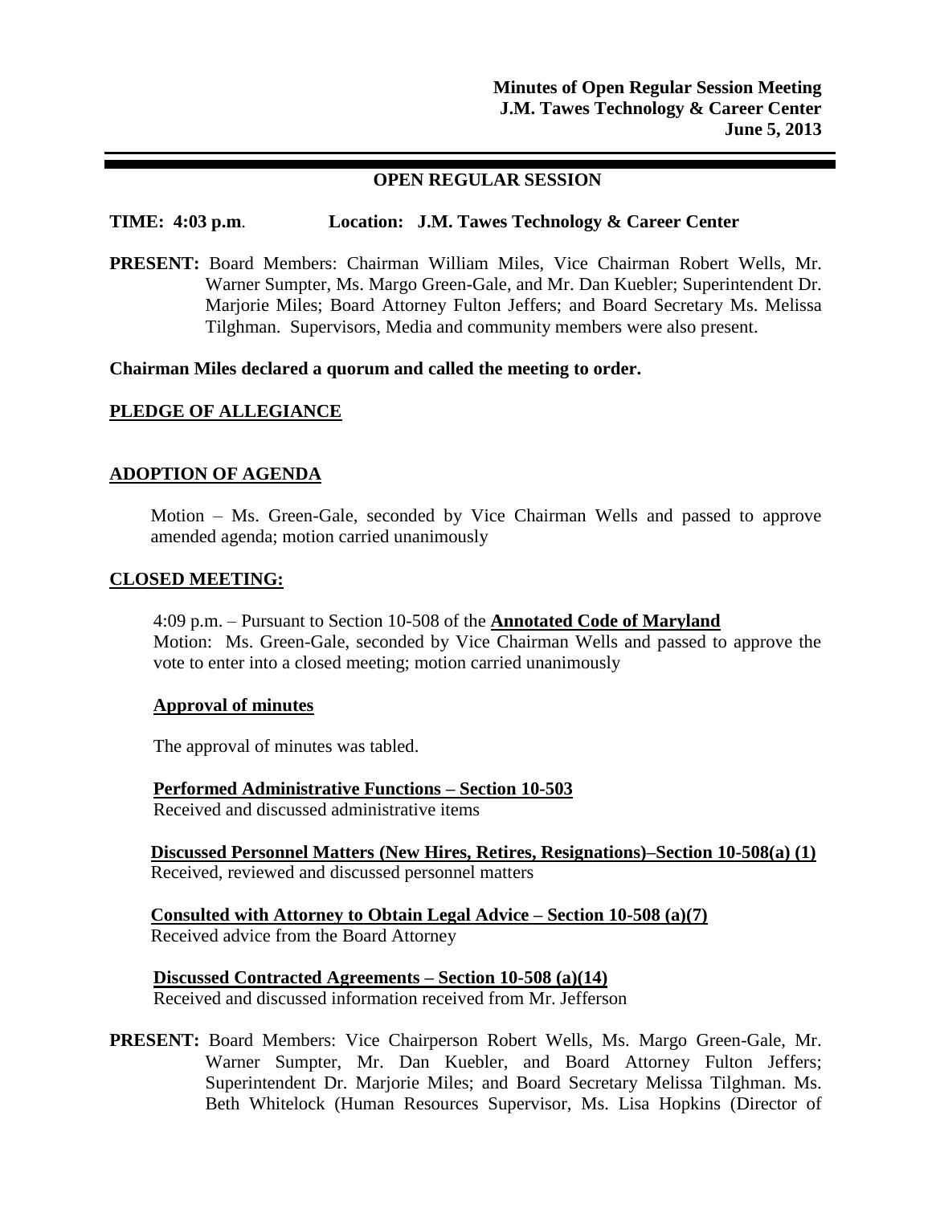**Minutes of Open Regular Session Meeting**
**J.M. Tawes Technology & Career Center**
**June 5, 2013**

---

## OPEN REGULAR SESSION

**TIME: 4:03 p.m.** **Location: J.M. Tawes Technology & Career Center**

**PRESENT:** Board Members: Chairman William Miles, Vice Chairman Robert Wells, Mr. Warner Sumpter, Ms. Margo Green-Gale, and Mr. Dan Kuebler; Superintendent Dr. Marjorie Miles; Board Attorney Fulton Jeffers; and Board Secretary Ms. Melissa Tilghman. Supervisors, Media and community members were also present.

**Chairman Miles declared a quorum and called the meeting to order.**

**PLEDGE OF ALLEGIANCE**

**ADOPTION OF AGENDA**

Motion – Ms. Green-Gale, seconded by Vice Chairman Wells and passed to approve amended agenda; motion carried unanimously

**CLOSED MEETING:**

4:09 p.m. – Pursuant to Section 10-508 of the **Annotated Code of Maryland**
Motion: Ms. Green-Gale, seconded by Vice Chairman Wells and passed to approve the vote to enter into a closed meeting; motion carried unanimously

**Approval of minutes**

The approval of minutes was tabled.

**Performed Administrative Functions – Section 10-503**
Received and discussed administrative items

**Discussed Personnel Matters (New Hires, Retires, Resignations)–Section 10-508(a) (1)**
Received, reviewed and discussed personnel matters

**Consulted with Attorney to Obtain Legal Advice – Section 10-508 (a)(7)**
Received advice from the Board Attorney

**Discussed Contracted Agreements – Section 10-508 (a)(14)**
Received and discussed information received from Mr. Jefferson

**PRESENT:** Board Members: Vice Chairperson Robert Wells, Ms. Margo Green-Gale, Mr. Warner Sumpter, Mr. Dan Kuebler, and Board Attorney Fulton Jeffers; Superintendent Dr. Marjorie Miles; and Board Secretary Melissa Tilghman. Ms. Beth Whitelock (Human Resources Supervisor, Ms. Lisa Hopkins (Director of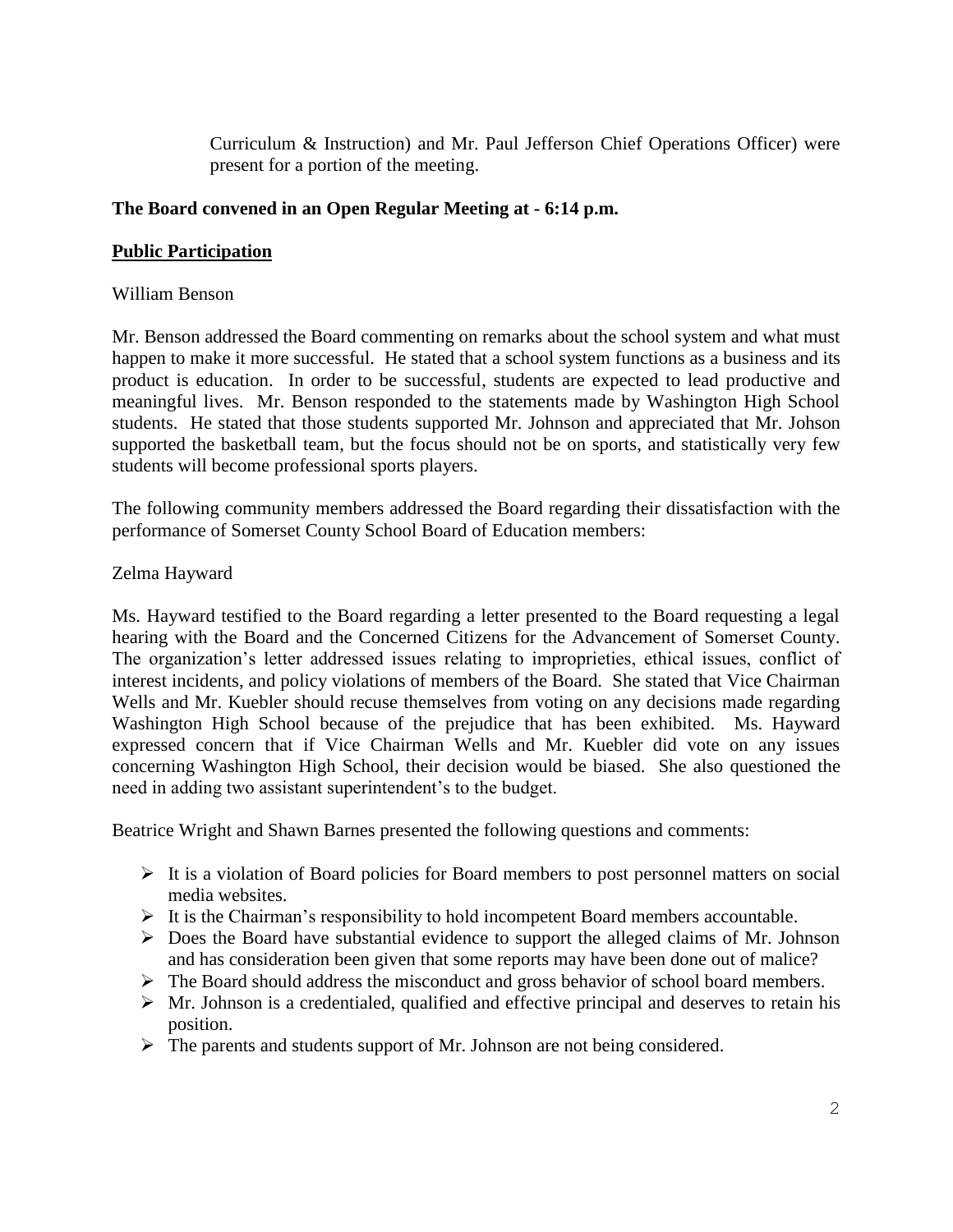Curriculum & Instruction) and Mr. Paul Jefferson Chief Operations Officer) were present for a portion of the meeting.

**The Board convened in an Open Regular Meeting at - 6:14 p.m.**

**Public Participation**

William Benson

Mr. Benson addressed the Board commenting on remarks about the school system and what must happen to make it more successful. He stated that a school system functions as a business and its product is education. In order to be successful, students are expected to lead productive and meaningful lives. Mr. Benson responded to the statements made by Washington High School students. He stated that those students supported Mr. Johnson and appreciated that Mr. Johson supported the basketball team, but the focus should not be on sports, and statistically very few students will become professional sports players.

The following community members addressed the Board regarding their dissatisfaction with the performance of Somerset County School Board of Education members:

Zelma Hayward

Ms. Hayward testified to the Board regarding a letter presented to the Board requesting a legal hearing with the Board and the Concerned Citizens for the Advancement of Somerset County. The organization's letter addressed issues relating to improprieties, ethical issues, conflict of interest incidents, and policy violations of members of the Board. She stated that Vice Chairman Wells and Mr. Kuebler should recuse themselves from voting on any decisions made regarding Washington High School because of the prejudice that has been exhibited. Ms. Hayward expressed concern that if Vice Chairman Wells and Mr. Kuebler did vote on any issues concerning Washington High School, their decision would be biased. She also questioned the need in adding two assistant superintendent's to the budget.

Beatrice Wright and Shawn Barnes presented the following questions and comments:

- It is a violation of Board policies for Board members to post personnel matters on social media websites.
- It is the Chairman's responsibility to hold incompetent Board members accountable.
- Does the Board have substantial evidence to support the alleged claims of Mr. Johnson and has consideration been given that some reports may have been done out of malice?
- The Board should address the misconduct and gross behavior of school board members.
- Mr. Johnson is a credentialed, qualified and effective principal and deserves to retain his position.
- The parents and students support of Mr. Johnson are not being considered.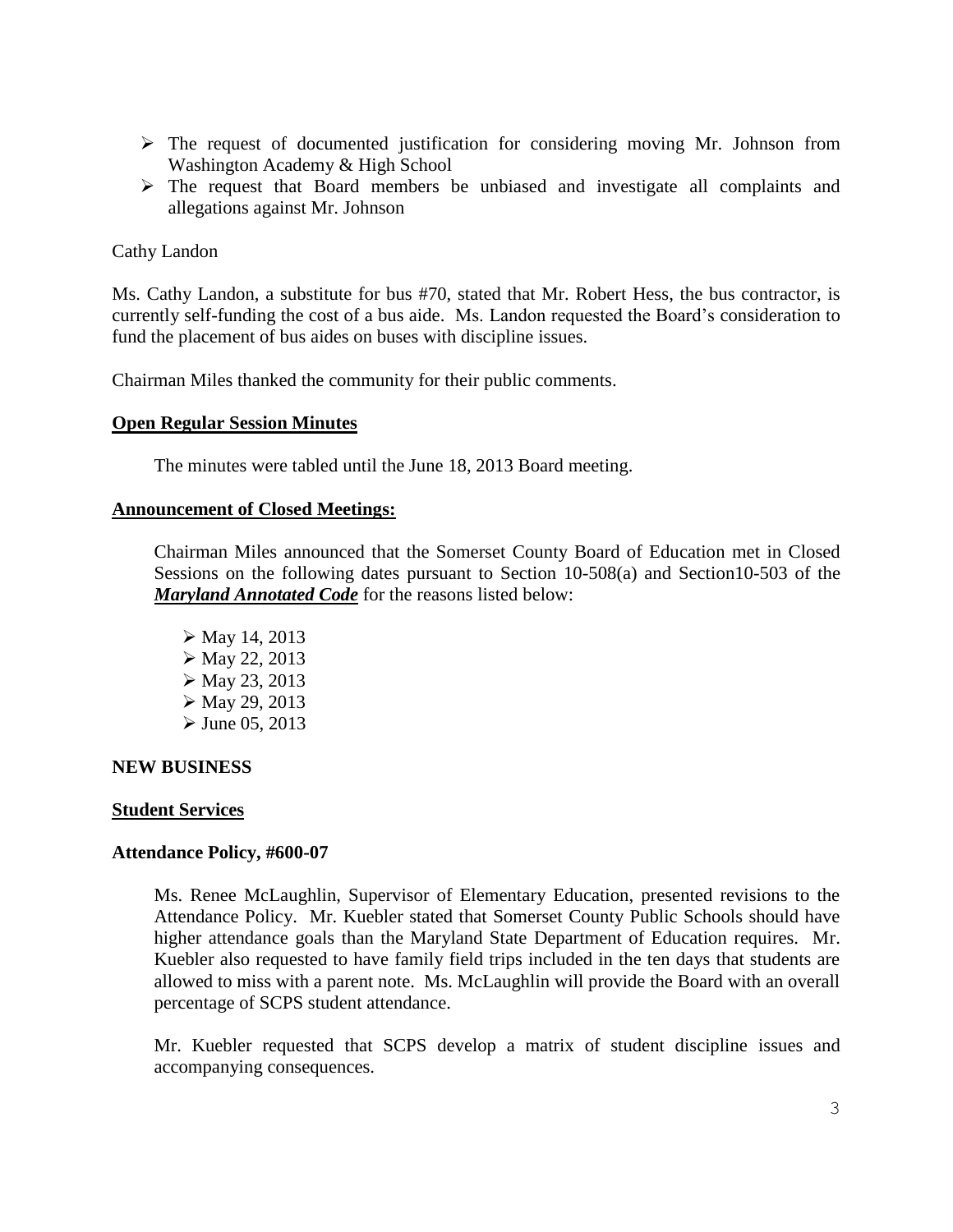- The request of documented justification for considering moving Mr. Johnson from Washington Academy & High School
- The request that Board members be unbiased and investigate all complaints and allegations against Mr. Johnson

Cathy Landon

Ms. Cathy Landon, a substitute for bus #70, stated that Mr. Robert Hess, the bus contractor, is currently self-funding the cost of a bus aide. Ms. Landon requested the Board's consideration to fund the placement of bus aides on buses with discipline issues.

Chairman Miles thanked the community for their public comments.

**Open Regular Session Minutes**

The minutes were tabled until the June 18, 2013 Board meeting.

**Announcement of Closed Meetings:**

Chairman Miles announced that the Somerset County Board of Education met in Closed Sessions on the following dates pursuant to Section 10-508(a) and Section10-503 of the ***Maryland Annotated Code*** for the reasons listed below:

- May 14, 2013
- May 22, 2013
- May 23, 2013
- May 29, 2013
- June 05, 2013

**NEW BUSINESS**

**Student Services**

**Attendance Policy, #600-07**

Ms. Renee McLaughlin, Supervisor of Elementary Education, presented revisions to the Attendance Policy. Mr. Kuebler stated that Somerset County Public Schools should have higher attendance goals than the Maryland State Department of Education requires. Mr. Kuebler also requested to have family field trips included in the ten days that students are allowed to miss with a parent note. Ms. McLaughlin will provide the Board with an overall percentage of SCPS student attendance.

Mr. Kuebler requested that SCPS develop a matrix of student discipline issues and accompanying consequences.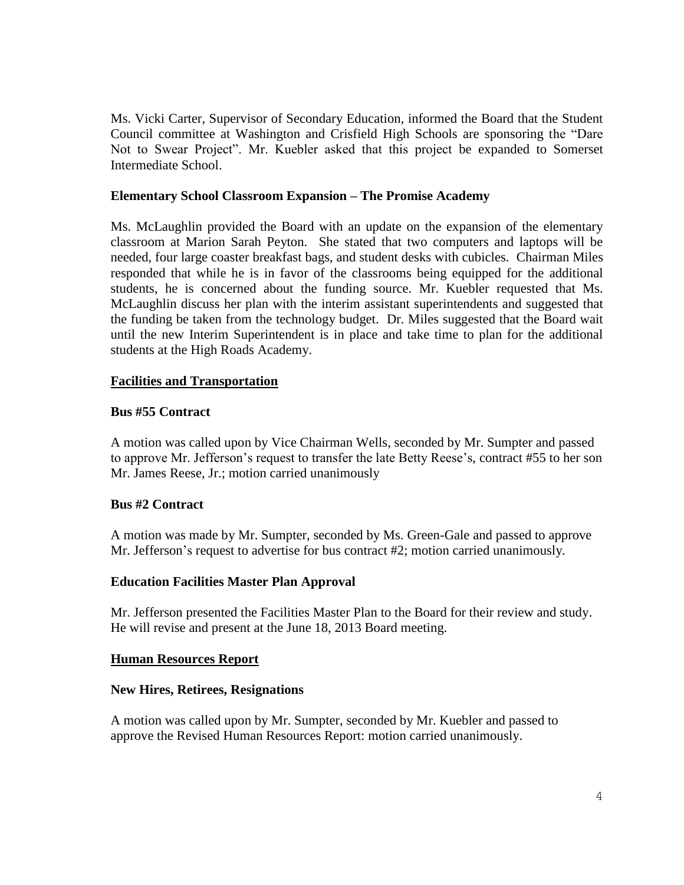Ms. Vicki Carter, Supervisor of Secondary Education, informed the Board that the Student Council committee at Washington and Crisfield High Schools are sponsoring the "Dare Not to Swear Project". Mr. Kuebler asked that this project be expanded to Somerset Intermediate School.

**Elementary School Classroom Expansion – The Promise Academy**

Ms. McLaughlin provided the Board with an update on the expansion of the elementary classroom at Marion Sarah Peyton. She stated that two computers and laptops will be needed, four large coaster breakfast bags, and student desks with cubicles. Chairman Miles responded that while he is in favor of the classrooms being equipped for the additional students, he is concerned about the funding source. Mr. Kuebler requested that Ms. McLaughlin discuss her plan with the interim assistant superintendents and suggested that the funding be taken from the technology budget. Dr. Miles suggested that the Board wait until the new Interim Superintendent is in place and take time to plan for the additional students at the High Roads Academy.

**<u>Facilities and Transportation</u>**

**Bus #55 Contract**

A motion was called upon by Vice Chairman Wells, seconded by Mr. Sumpter and passed to approve Mr. Jefferson's request to transfer the late Betty Reese's, contract #55 to her son Mr. James Reese, Jr.; motion carried unanimously

**Bus #2 Contract**

A motion was made by Mr. Sumpter, seconded by Ms. Green-Gale and passed to approve Mr. Jefferson's request to advertise for bus contract #2; motion carried unanimously.

**Education Facilities Master Plan Approval**

Mr. Jefferson presented the Facilities Master Plan to the Board for their review and study. He will revise and present at the June 18, 2013 Board meeting.

**<u>Human Resources Report</u>**

**New Hires, Retirees, Resignations**

A motion was called upon by Mr. Sumpter, seconded by Mr. Kuebler and passed to approve the Revised Human Resources Report: motion carried unanimously.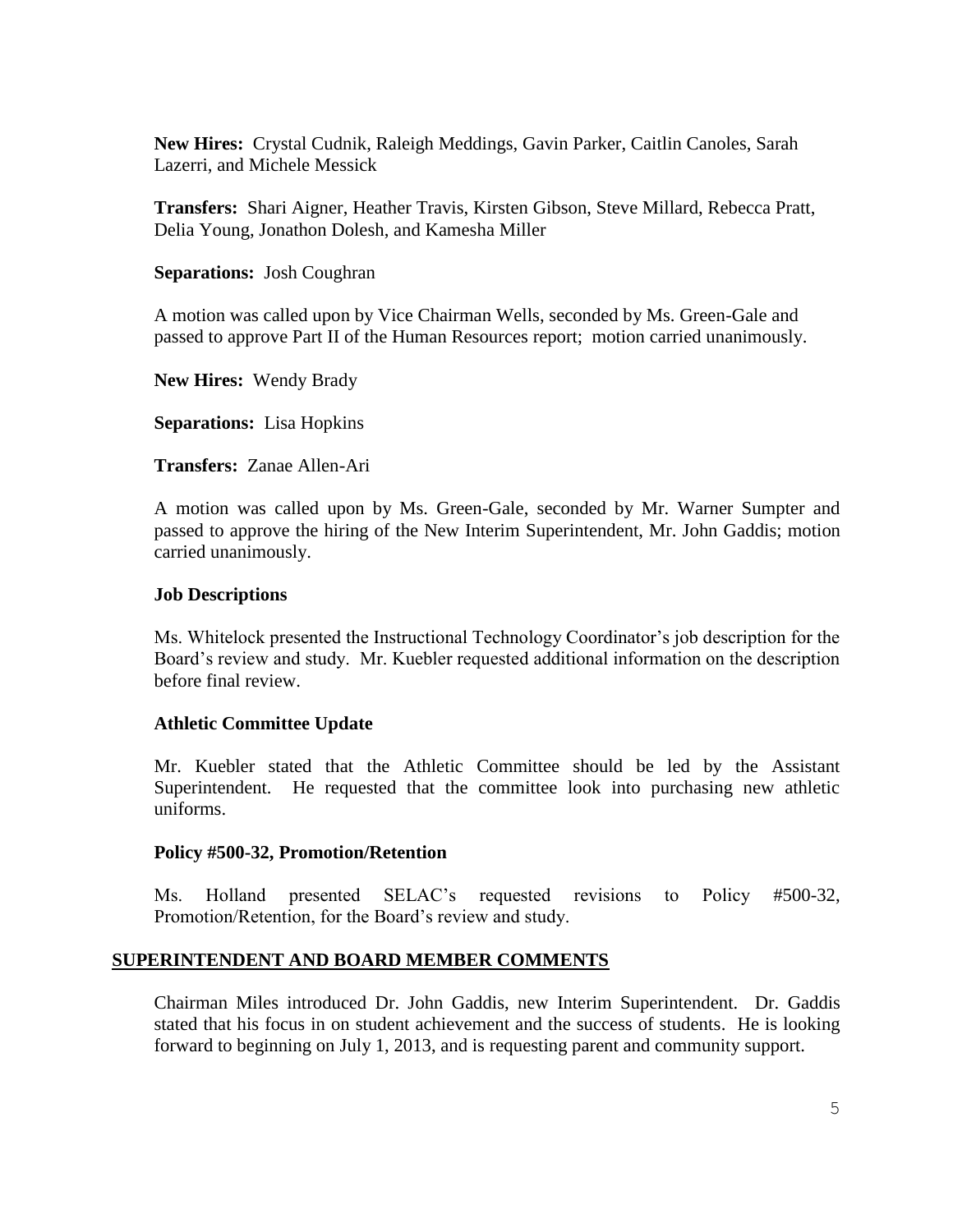**New Hires:** Crystal Cudnik, Raleigh Meddings, Gavin Parker, Caitlin Canoles, Sarah Lazerri, and Michele Messick

**Transfers:** Shari Aigner, Heather Travis, Kirsten Gibson, Steve Millard, Rebecca Pratt, Delia Young, Jonathon Dolesh, and Kamesha Miller

**Separations:** Josh Coughran

A motion was called upon by Vice Chairman Wells, seconded by Ms. Green-Gale and passed to approve Part II of the Human Resources report; motion carried unanimously.

**New Hires:** Wendy Brady

**Separations:** Lisa Hopkins

**Transfers:** Zanae Allen-Ari

A motion was called upon by Ms. Green-Gale, seconded by Mr. Warner Sumpter and passed to approve the hiring of the New Interim Superintendent, Mr. John Gaddis; motion carried unanimously.

**Job Descriptions**

Ms. Whitelock presented the Instructional Technology Coordinator's job description for the Board's review and study. Mr. Kuebler requested additional information on the description before final review.

**Athletic Committee Update**

Mr. Kuebler stated that the Athletic Committee should be led by the Assistant Superintendent. He requested that the committee look into purchasing new athletic uniforms.

**Policy #500-32, Promotion/Retention**

Ms. Holland presented SELAC's requested revisions to Policy #500-32, Promotion/Retention, for the Board's review and study.

## SUPERINTENDENT AND BOARD MEMBER COMMENTS

Chairman Miles introduced Dr. John Gaddis, new Interim Superintendent. Dr. Gaddis stated that his focus in on student achievement and the success of students. He is looking forward to beginning on July 1, 2013, and is requesting parent and community support.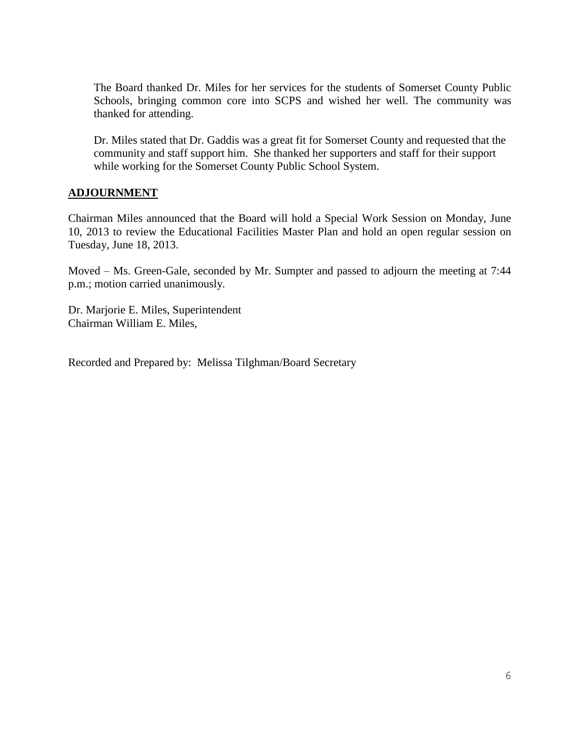The Board thanked Dr. Miles for her services for the students of Somerset County Public Schools, bringing common core into SCPS and wished her well. The community was thanked for attending.

Dr. Miles stated that Dr. Gaddis was a great fit for Somerset County and requested that the community and staff support him. She thanked her supporters and staff for their support while working for the Somerset County Public School System.

**ADJOURNMENT**

Chairman Miles announced that the Board will hold a Special Work Session on Monday, June 10, 2013 to review the Educational Facilities Master Plan and hold an open regular session on Tuesday, June 18, 2013.

Moved – Ms. Green-Gale, seconded by Mr. Sumpter and passed to adjourn the meeting at 7:44 p.m.; motion carried unanimously.

Dr. Marjorie E. Miles, Superintendent
Chairman William E. Miles,

Recorded and Prepared by: Melissa Tilghman/Board Secretary